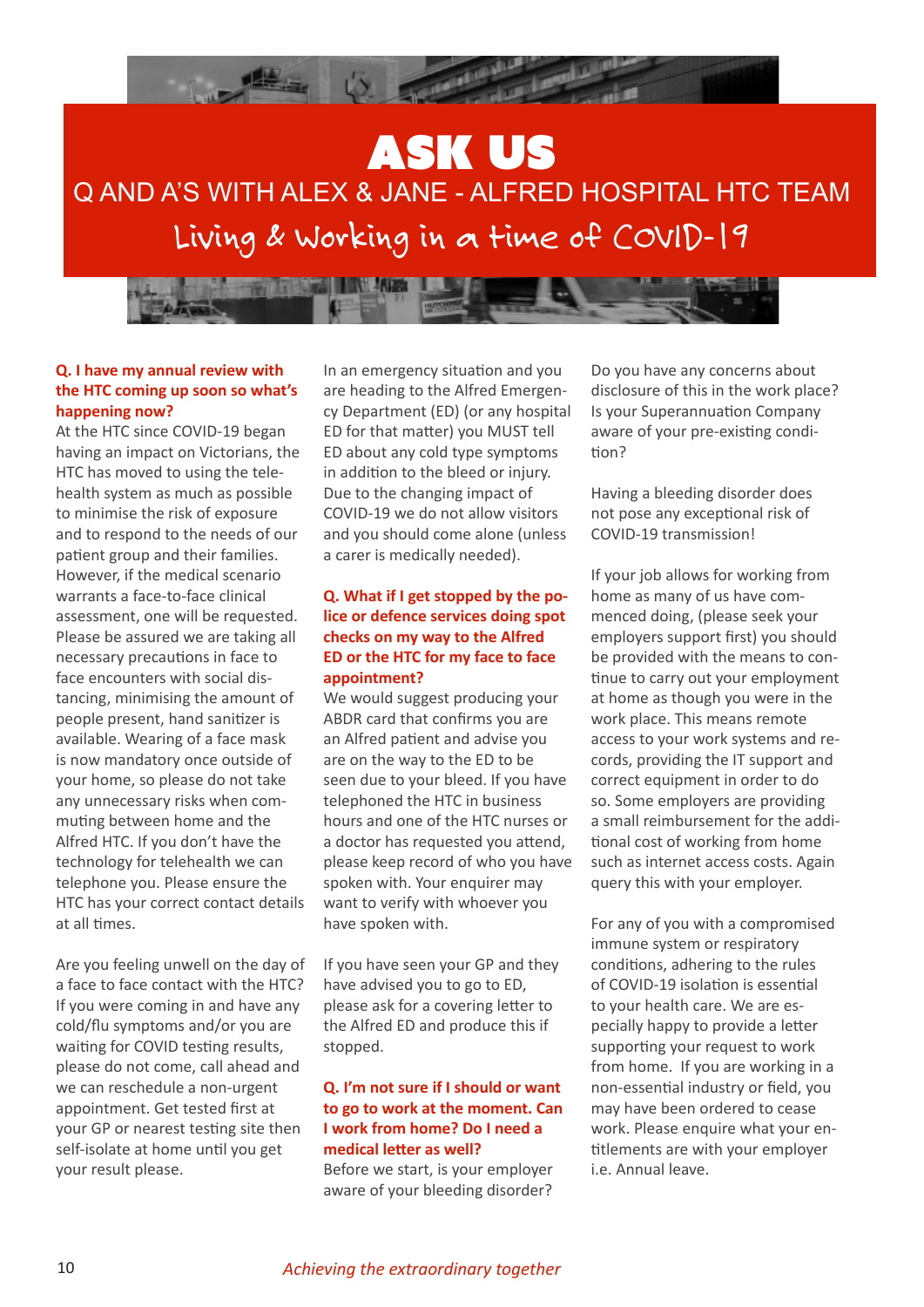# ASK US

## Q AND A'S WITH ALEX & JANE - ALFRED HOSPITAL HTC TEAM

### Living & Working in a time of COVID-19

**Q. I have my annual review with the HTC coming up soon so what's happening now?**

At the HTC since COVID-19 began having an impact on Victorians, the HTC has moved to using the telehealth system as much as possible to minimise the risk of exposure and to respond to the needs of our patient group and their families. However, if the medical scenario warrants a face-to-face clinical assessment, one will be requested. Please be assured we are taking all necessary precautions in face to face encounters with social distancing, minimising the amount of people present, hand sanitizer is available. Wearing of a face mask is now mandatory once outside of your home, so please do not take any unnecessary risks when commuting between home and the Alfred HTC. If you don't have the technology for telehealth we can telephone you. Please ensure the HTC has your correct contact details at all times.

Are you feeling unwell on the day of a face to face contact with the HTC? If you were coming in and have any cold/flu symptoms and/or you are waiting for COVID testing results, please do not come, call ahead and we can reschedule a non-urgent appointment. Get tested first at your GP or nearest testing site then self-isolate at home until you get your result please.

In an emergency situation and you are heading to the Alfred Emergency Department (ED) (or any hospital ED for that matter) you MUST tell ED about any cold type symptoms in addition to the bleed or injury. Due to the changing impact of COVID-19 we do not allow visitors and you should come alone (unless a carer is medically needed).

**Q. What if I get stopped by the police or defence services doing spot checks on my way to the Alfred ED or the HTC for my face to face appointment?**

We would suggest producing your ABDR card that confirms you are an Alfred patient and advise you are on the way to the ED to be seen due to your bleed. If you have telephoned the HTC in business hours and one of the HTC nurses or a doctor has requested you attend, please keep record of who you have spoken with. Your enquirer may want to verify with whoever you have spoken with.

If you have seen your GP and they have advised you to go to ED, please ask for a covering letter to the Alfred ED and produce this if stopped.

**Q. I'm not sure if I should or want to go to work at the moment. Can I work from home? Do I need a medical letter as well?**

Before we start, is your employer aware of your bleeding disorder? Do you have any concerns about disclosure of this in the work place? Is your Superannuation Company aware of your pre-existing condition?

Having a bleeding disorder does not pose any exceptional risk of COVID-19 transmission!

If your job allows for working from home as many of us have commenced doing, (please seek your employers support first) you should be provided with the means to continue to carry out your employment at home as though you were in the work place. This means remote access to your work systems and records, providing the IT support and correct equipment in order to do so. Some employers are providing a small reimbursement for the additional cost of working from home such as internet access costs. Again query this with your employer.

For any of you with a compromised immune system or respiratory conditions, adhering to the rules of COVID-19 isolation is essential to your health care. We are especially happy to provide a letter supporting your request to work from home. If you are working in a non-essential industry or field, you may have been ordered to cease work. Please enquire what your entitlements are with your employer i.e. Annual leave.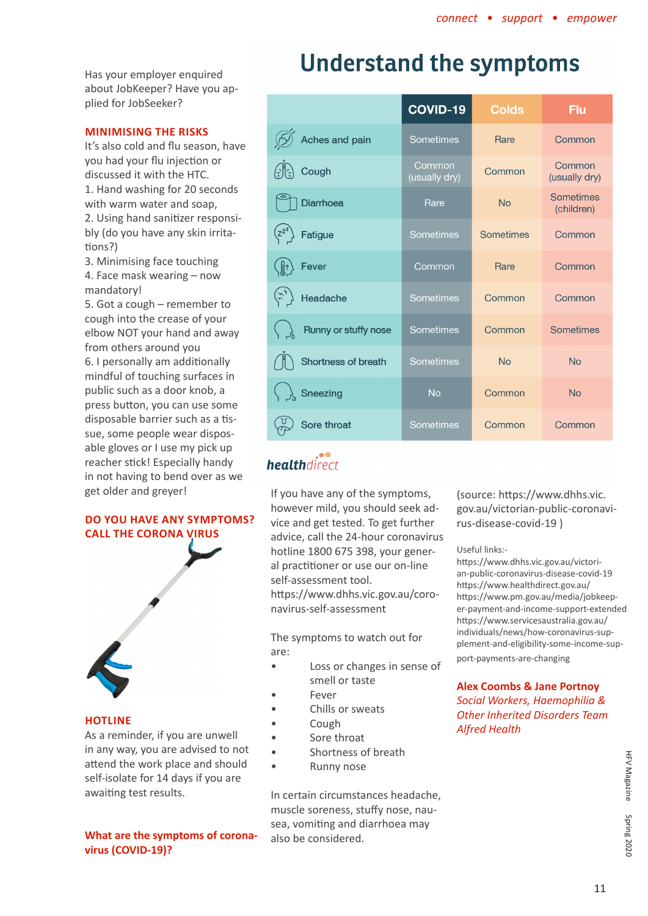Has your employer enquired about JobKeeper? Have you applied for JobSeeker?

## MINIMISING THE RISKS

It's also cold and flu season, have you had your flu injection or discussed it with the HTC.

1. Hand washing for 20 seconds with warm water and soap,
2. Using hand sanitizer responsibly (do you have any skin irritations?)
3. Minimising face touching
4. Face mask wearing – now mandatory!
5. Got a cough – remember to cough into the crease of your elbow NOT your hand and away from others around you
6. I personally am additionally mindful of touching surfaces in public such as a door knob, a press button, you can use some disposable barrier such as a tissue, some people wear disposable gloves or I use my pick up reacher stick! Especially handy in not having to bend over as we get older and greyer!

## DO YOU HAVE ANY SYMPTOMS? CALL THE CORONA VIRUS

## HOTLINE

As a reminder, if you are unwell in any way, you are advised to not attend the work place and should self-isolate for 14 days if you are awaiting test results.

**What are the symptoms of coronavirus (COVID-19)?**

# Understand the symptoms

| | COVID-19 | Colds | Flu |
|---|---|---|---|
| Aches and pain | Sometimes | Rare | Common |
| Cough | Common (usually dry) | Common | Common (usually dry) |
| Diarrhoea | Rare | No | Sometimes (children) |
| Fatigue | Sometimes | Sometimes | Common |
| Fever | Common | Rare | Common |
| Headache | Sometimes | Common | Common |
| Runny or stuffy nose | Sometimes | Common | Sometimes |
| Shortness of breath | Sometimes | No | No |
| Sneezing | No | Common | No |
| Sore throat | Sometimes | Common | Common |

healthdirect

If you have any of the symptoms, however mild, you should seek advice and get tested. To get further advice, call the 24-hour coronavirus hotline 1800 675 398, your general practitioner or use our on-line self-assessment tool. https://www.dhhs.vic.gov.au/coronavirus-self-assessment

The symptoms to watch out for are:

- Loss or changes in sense of smell or taste
- Fever
- Chills or sweats
- Cough
- Sore throat
- Shortness of breath
- Runny nose

In certain circumstances headache, muscle soreness, stuffy nose, nausea, vomiting and diarrhoea may also be considered.

(source: https://www.dhhs.vic.gov.au/victorian-public-coronavirus-disease-covid-19 )

Useful links:-
https://www.dhhs.vic.gov.au/victorian-public-coronavirus-disease-covid-19
https://www.healthdirect.gov.au/
https://www.pm.gov.au/media/jobkeeper-payment-and-income-support-extended
https://www.servicesaustralia.gov.au/individuals/news/how-coronavirus-supplement-and-eligibility-some-income-support-payments-are-changing

**Alex Coombs & Jane Portnoy**
*Social Workers, Haemophilia & Other Inherited Disorders Team*
*Alfred Health*